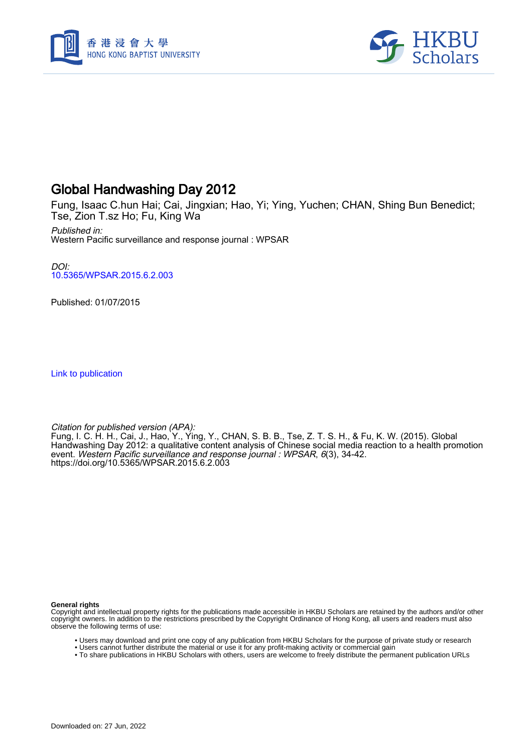# Global Handwashing Day 2012

Fung, Isaac C.hun Hai; Cai, Jingxian; Hao, Yi; Ying, Yuchen; CHAN, Shing Bun Benedict; Tse, Zion T.sz Ho; Fu, King Wa

*Published in:*
Western Pacific surveillance and response journal : WPSAR

*DOI:*
10.5365/WPSAR.2015.6.2.003

Published: 01/07/2015

Link to publication

*Citation for published version (APA):*
Fung, I. C. H. H., Cai, J., Hao, Y., Ying, Y., CHAN, S. B. B., Tse, Z. T. S. H., & Fu, K. W. (2015). Global Handwashing Day 2012: a qualitative content analysis of Chinese social media reaction to a health promotion event. *Western Pacific surveillance and response journal : WPSAR*, *6*(3), 34-42. https://doi.org/10.5365/WPSAR.2015.6.2.003

**General rights**
Copyright and intellectual property rights for the publications made accessible in HKBU Scholars are retained by the authors and/or other copyright owners. In addition to the restrictions prescribed by the Copyright Ordinance of Hong Kong, all users and readers must also observe the following terms of use:

- Users may download and print one copy of any publication from HKBU Scholars for the purpose of private study or research
- Users cannot further distribute the material or use it for any profit-making activity or commercial gain
- To share publications in HKBU Scholars with others, users are welcome to freely distribute the permanent publication URLs

Downloaded on: 27 Jun, 2022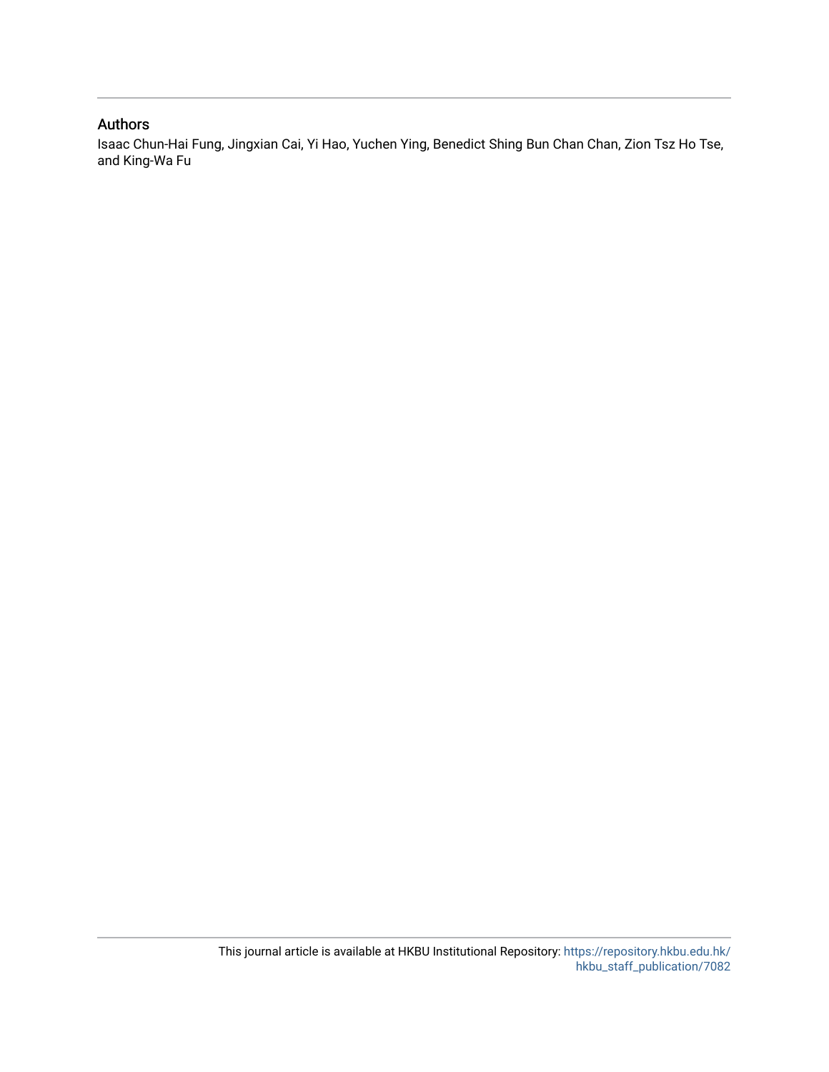## Authors

Isaac Chun-Hai Fung, Jingxian Cai, Yi Hao, Yuchen Ying, Benedict Shing Bun Chan Chan, Zion Tsz Ho Tse, and King-Wa Fu

This journal article is available at HKBU Institutional Repository: https://repository.hkbu.edu.hk/hkbu_staff_publication/7082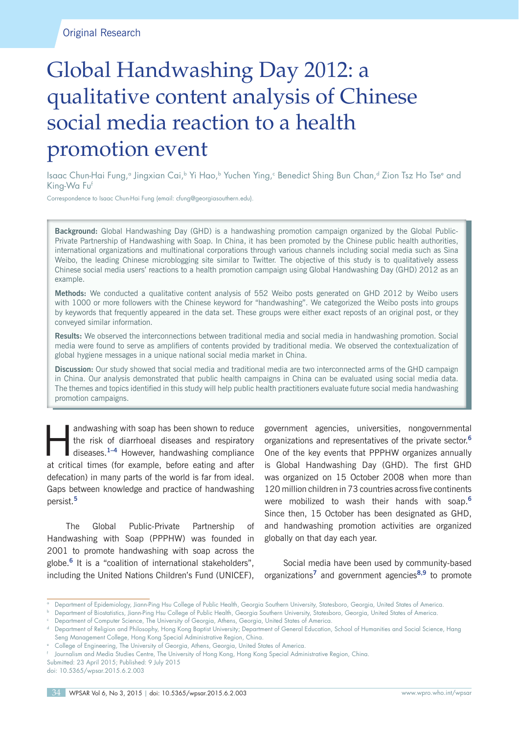Original Research

# Global Handwashing Day 2012: a qualitative content analysis of Chinese social media reaction to a health promotion event

Isaac Chun-Hai Fung,[a] Jingxian Cai,[b] Yi Hao,[b] Yuchen Ying,[c] Benedict Shing Bun Chan,[d] Zion Tsz Ho Tse[e] and King-Wa Fu[f]

Correspondence to Isaac Chun-Hai Fung (email: cfung@georgiasouthern.edu).

**Background:** Global Handwashing Day (GHD) is a handwashing promotion campaign organized by the Global Public-Private Partnership of Handwashing with Soap. In China, it has been promoted by the Chinese public health authorities, international organizations and multinational corporations through various channels including social media such as Sina Weibo, the leading Chinese microblogging site similar to Twitter. The objective of this study is to qualitatively assess Chinese social media users' reactions to a health promotion campaign using Global Handwashing Day (GHD) 2012 as an example.

**Methods:** We conducted a qualitative content analysis of 552 Weibo posts generated on GHD 2012 by Weibo users with 1000 or more followers with the Chinese keyword for "handwashing". We categorized the Weibo posts into groups by keywords that frequently appeared in the data set. These groups were either exact reposts of an original post, or they conveyed similar information.

**Results:** We observed the interconnections between traditional media and social media in handwashing promotion. Social media were found to serve as amplifiers of contents provided by traditional media. We observed the contextualization of global hygiene messages in a unique national social media market in China.

**Discussion:** Our study showed that social media and traditional media are two interconnected arms of the GHD campaign in China. Our analysis demonstrated that public health campaigns in China can be evaluated using social media data. The themes and topics identified in this study will help public health practitioners evaluate future social media handwashing promotion campaigns.

Handwashing with soap has been shown to reduce the risk of diarrhoeal diseases and respiratory diseases.[1–4] However, handwashing compliance at critical times (for example, before eating and after defecation) in many parts of the world is far from ideal. Gaps between knowledge and practice of handwashing persist.[5]

The Global Public-Private Partnership of Handwashing with Soap (PPPHW) was founded in 2001 to promote handwashing with soap across the globe.[6] It is a "coalition of international stakeholders", including the United Nations Children's Fund (UNICEF), government agencies, universities, nongovernmental organizations and representatives of the private sector.[6] One of the key events that PPPHW organizes annually is Global Handwashing Day (GHD). The first GHD was organized on 15 October 2008 when more than 120 million children in 73 countries across five continents were mobilized to wash their hands with soap.[6] Since then, 15 October has been designated as GHD, and handwashing promotion activities are organized globally on that day each year.

Social media have been used by community-based organizations[7] and government agencies[8,9] to promote

---

[a] Department of Epidemiology, Jiann-Ping Hsu College of Public Health, Georgia Southern University, Statesboro, Georgia, United States of America.

[b] Department of Biostatistics, Jiann-Ping Hsu College of Public Health, Georgia Southern University, Statesboro, Georgia, United States of America.

[c] Department of Computer Science, The University of Georgia, Athens, Georgia, United States of America.

[d] Department of Religion and Philosophy, Hong Kong Baptist University; Department of General Education, School of Humanities and Social Science, Hang Seng Management College, Hong Kong Special Administrative Region, China.

[e] College of Engineering, The University of Georgia, Athens, Georgia, United States of America.

[f] Journalism and Media Studies Centre, The University of Hong Kong, Hong Kong Special Administrative Region, China.

Submitted: 23 April 2015; Published: 9 July 2015

doi: 10.5365/wpsar.2015.6.2.003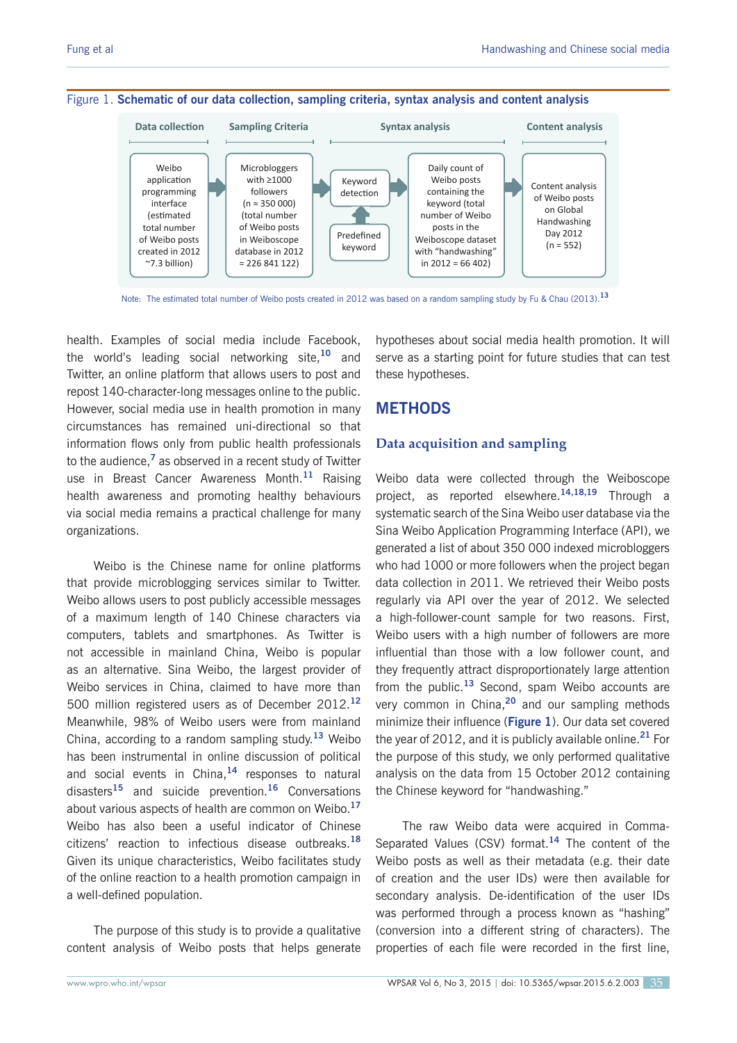Figure 1. **Schematic of our data collection, sampling criteria, syntax analysis and content analysis**

| Data collection | Sampling Criteria | Syntax analysis | | Content analysis |
|---|---|---|---|---|
| Weibo application programming interface (estimated total number of Weibo posts created in 2012 ~7.3 billion) | Microbloggers with ≥1000 followers (n ≈ 350 000) (total number of Weibo posts in Weiboscope database in 2012 = 226 841 122) | Keyword detection ← Predefined keyword | Daily count of Weibo posts containing the keyword (total number of Weibo posts in the Weiboscope dataset with "handwashing" in 2012 = 66 402) | Content analysis of Weibo posts on Global Handwashing Day 2012 (n = 552) |

Note: The estimated total number of Weibo posts created in 2012 was based on a random sampling study by Fu & Chau (2013).[13]

health. Examples of social media include Facebook, the world's leading social networking site,[10] and Twitter, an online platform that allows users to post and repost 140-character-long messages online to the public. However, social media use in health promotion in many circumstances has remained uni-directional so that information flows only from public health professionals to the audience,[7] as observed in a recent study of Twitter use in Breast Cancer Awareness Month.[11] Raising health awareness and promoting healthy behaviours via social media remains a practical challenge for many organizations.

Weibo is the Chinese name for online platforms that provide microblogging services similar to Twitter. Weibo allows users to post publicly accessible messages of a maximum length of 140 Chinese characters via computers, tablets and smartphones. As Twitter is not accessible in mainland China, Weibo is popular as an alternative. Sina Weibo, the largest provider of Weibo services in China, claimed to have more than 500 million registered users as of December 2012.[12] Meanwhile, 98% of Weibo users were from mainland China, according to a random sampling study.[13] Weibo has been instrumental in online discussion of political and social events in China,[14] responses to natural disasters[15] and suicide prevention.[16] Conversations about various aspects of health are common on Weibo.[17] Weibo has also been a useful indicator of Chinese citizens' reaction to infectious disease outbreaks.[18] Given its unique characteristics, Weibo facilitates study of the online reaction to a health promotion campaign in a well-defined population.

The purpose of this study is to provide a qualitative content analysis of Weibo posts that helps generate hypotheses about social media health promotion. It will serve as a starting point for future studies that can test these hypotheses.

## METHODS

### Data acquisition and sampling

Weibo data were collected through the Weiboscope project, as reported elsewhere.[14,18,19] Through a systematic search of the Sina Weibo user database via the Sina Weibo Application Programming Interface (API), we generated a list of about 350 000 indexed microbloggers who had 1000 or more followers when the project began data collection in 2011. We retrieved their Weibo posts regularly via API over the year of 2012. We selected a high-follower-count sample for two reasons. First, Weibo users with a high number of followers are more influential than those with a low follower count, and they frequently attract disproportionately large attention from the public.[13] Second, spam Weibo accounts are very common in China,[20] and our sampling methods minimize their influence (**Figure 1**). Our data set covered the year of 2012, and it is publicly available online.[21] For the purpose of this study, we only performed qualitative analysis on the data from 15 October 2012 containing the Chinese keyword for "handwashing."

The raw Weibo data were acquired in Comma-Separated Values (CSV) format.[14] The content of the Weibo posts as well as their metadata (e.g. their date of creation and the user IDs) were then available for secondary analysis. De-identification of the user IDs was performed through a process known as "hashing" (conversion into a different string of characters). The properties of each file were recorded in the first line,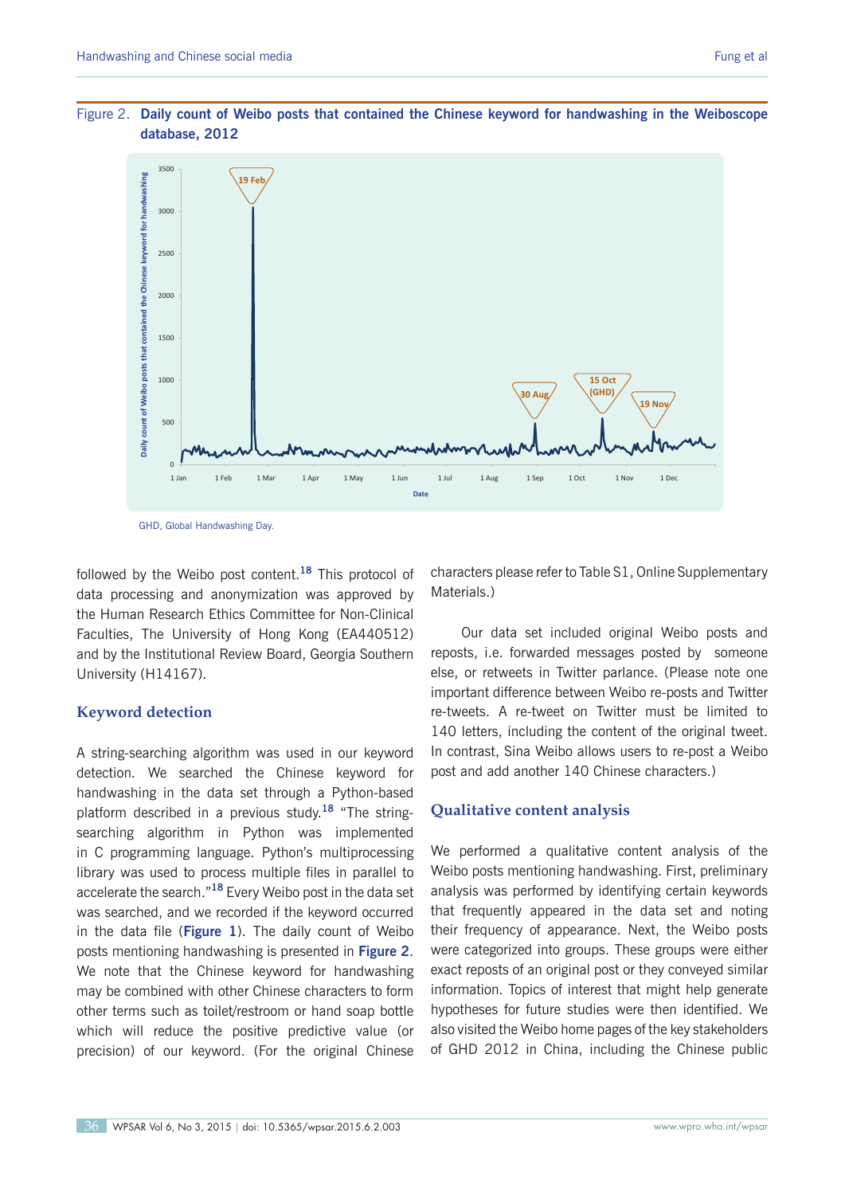Figure 2. **Daily count of Weibo posts that contained the Chinese keyword for handwashing in the Weiboscope database, 2012**

GHD, Global Handwashing Day.

followed by the Weibo post content.[18] This protocol of data processing and anonymization was approved by the Human Research Ethics Committee for Non-Clinical Faculties, The University of Hong Kong (EA440512) and by the Institutional Review Board, Georgia Southern University (H14167).

## Keyword detection

A string-searching algorithm was used in our keyword detection. We searched the Chinese keyword for handwashing in the data set through a Python-based platform described in a previous study.[18] "The string-searching algorithm in Python was implemented in C programming language. Python's multiprocessing library was used to process multiple files in parallel to accelerate the search."[18] Every Weibo post in the data set was searched, and we recorded if the keyword occurred in the data file (**Figure 1**). The daily count of Weibo posts mentioning handwashing is presented in **Figure 2**. We note that the Chinese keyword for handwashing may be combined with other Chinese characters to form other terms such as toilet/restroom or hand soap bottle which will reduce the positive predictive value (or precision) of our keyword. (For the original Chinese characters please refer to Table S1, Online Supplementary Materials.)

Our data set included original Weibo posts and reposts, i.e. forwarded messages posted by someone else, or retweets in Twitter parlance. (Please note one important difference between Weibo re-posts and Twitter re-tweets. A re-tweet on Twitter must be limited to 140 letters, including the content of the original tweet. In contrast, Sina Weibo allows users to re-post a Weibo post and add another 140 Chinese characters.)

## Qualitative content analysis

We performed a qualitative content analysis of the Weibo posts mentioning handwashing. First, preliminary analysis was performed by identifying certain keywords that frequently appeared in the data set and noting their frequency of appearance. Next, the Weibo posts were categorized into groups. These groups were either exact reposts of an original post or they conveyed similar information. Topics of interest that might help generate hypotheses for future studies were then identified. We also visited the Weibo home pages of the key stakeholders of GHD 2012 in China, including the Chinese public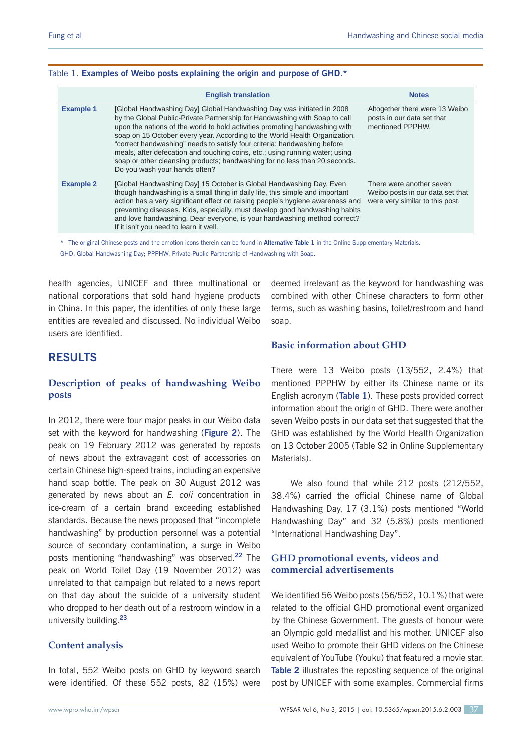Table 1. **Examples of Weibo posts explaining the origin and purpose of GHD.***

| | English translation | Notes |
|---|---|---|
| **Example 1** | [Global Handwashing Day] Global Handwashing Day was initiated in 2008 by the Global Public-Private Partnership for Handwashing with Soap to call upon the nations of the world to hold activities promoting handwashing with soap on 15 October every year. According to the World Health Organization, "correct handwashing" needs to satisfy four criteria: handwashing before meals, after defecation and touching coins, etc.; using running water; using soap or other cleansing products; handwashing for no less than 20 seconds. Do you wash your hands often? | Altogether there were 13 Weibo posts in our data set that mentioned PPPHW. |
| **Example 2** | [Global Handwashing Day] 15 October is Global Handwashing Day. Even though handwashing is a small thing in daily life, this simple and important action has a very significant effect on raising people's hygiene awareness and preventing diseases. Kids, especially, must develop good handwashing habits and love handwashing. Dear everyone, is your handwashing method correct? If it isn't you need to learn it well. | There were another seven Weibo posts in our data set that were very similar to this post. |

\* The original Chinese posts and the emotion icons therein can be found in **Alternative Table 1** in the Online Supplementary Materials.

GHD, Global Handwashing Day; PPPHW, Private-Public Partnership of Handwashing with Soap.

health agencies, UNICEF and three multinational or national corporations that sold hand hygiene products in China. In this paper, the identities of only these large entities are revealed and discussed. No individual Weibo users are identified.

## RESULTS

### Description of peaks of handwashing Weibo posts

In 2012, there were four major peaks in our Weibo data set with the keyword for handwashing (**Figure 2**). The peak on 19 February 2012 was generated by reposts of news about the extravagant cost of accessories on certain Chinese high-speed trains, including an expensive hand soap bottle. The peak on 30 August 2012 was generated by news about an *E. coli* concentration in ice-cream of a certain brand exceeding established standards. Because the news proposed that "incomplete handwashing" by production personnel was a potential source of secondary contamination, a surge in Weibo posts mentioning "handwashing" was observed.[22] The peak on World Toilet Day (19 November 2012) was unrelated to that campaign but related to a news report on that day about the suicide of a university student who dropped to her death out of a restroom window in a university building.[23]

### Content analysis

In total, 552 Weibo posts on GHD by keyword search were identified. Of these 552 posts, 82 (15%) were deemed irrelevant as the keyword for handwashing was combined with other Chinese characters to form other terms, such as washing basins, toilet/restroom and hand soap.

### Basic information about GHD

There were 13 Weibo posts (13/552, 2.4%) that mentioned PPPHW by either its Chinese name or its English acronym (**Table 1**). These posts provided correct information about the origin of GHD. There were another seven Weibo posts in our data set that suggested that the GHD was established by the World Health Organization on 13 October 2005 (Table S2 in Online Supplementary Materials).

We also found that while 212 posts (212/552, 38.4%) carried the official Chinese name of Global Handwashing Day, 17 (3.1%) posts mentioned "World Handwashing Day" and 32 (5.8%) posts mentioned "International Handwashing Day".

### GHD promotional events, videos and commercial advertisements

We identified 56 Weibo posts (56/552, 10.1%) that were related to the official GHD promotional event organized by the Chinese Government. The guests of honour were an Olympic gold medallist and his mother. UNICEF also used Weibo to promote their GHD videos on the Chinese equivalent of YouTube (Youku) that featured a movie star. **Table 2** illustrates the reposting sequence of the original post by UNICEF with some examples. Commercial firms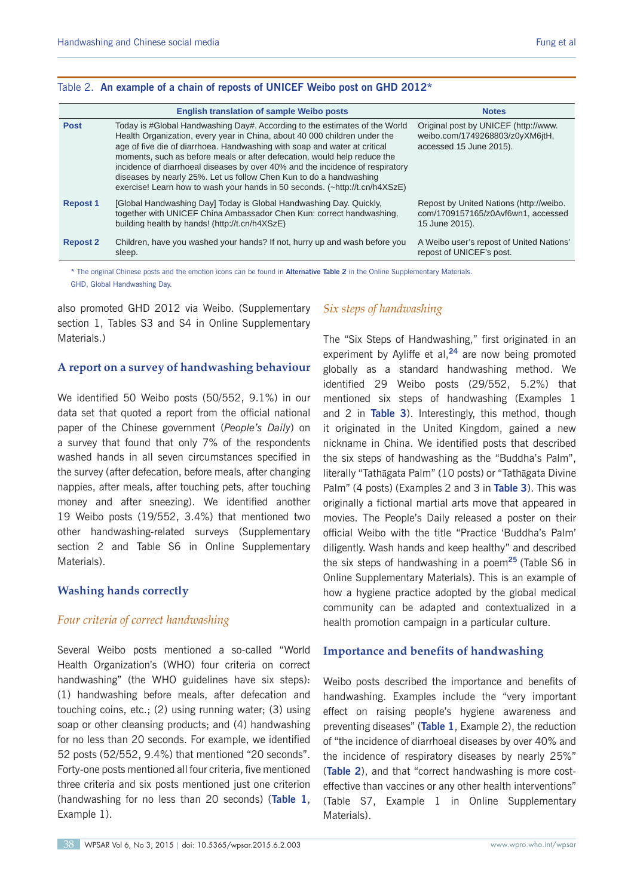Table 2. **An example of a chain of reposts of UNICEF Weibo post on GHD 2012***

| | English translation of sample Weibo posts | Notes |
|---|---|---|
| **Post** | Today is #Global Handwashing Day#. According to the estimates of the World Health Organization, every year in China, about 40 000 children under the age of five die of diarrhoea. Handwashing with soap and water at critical moments, such as before meals or after defecation, would help reduce the incidence of diarrhoeal diseases by over 40% and the incidence of respiratory diseases by nearly 25%. Let us follow Chen Kun to do a handwashing exercise! Learn how to wash your hands in 50 seconds. (~http://t.cn/h4XSzE) | Original post by UNICEF (http://www.weibo.com/1749268803/z0yXM6jtH, accessed 15 June 2015). |
| **Repost 1** | [Global Handwashing Day] Today is Global Handwashing Day. Quickly, together with UNICEF China Ambassador Chen Kun: correct handwashing, building health by hands! (http://t.cn/h4XSzE) | Repost by United Nations (http://weibo.com/1709157165/z0Avf6wn1, accessed 15 June 2015). |
| **Repost 2** | Children, have you washed your hands? If not, hurry up and wash before you sleep. | A Weibo user's repost of United Nations' repost of UNICEF's post. |

\* The original Chinese posts and the emotion icons can be found in **Alternative Table 2** in the Online Supplementary Materials.
GHD, Global Handwashing Day.

also promoted GHD 2012 via Weibo. (Supplementary section 1, Tables S3 and S4 in Online Supplementary Materials.)

### A report on a survey of handwashing behaviour

We identified 50 Weibo posts (50/552, 9.1%) in our data set that quoted a report from the official national paper of the Chinese government (*People's Daily*) on a survey that found that only 7% of the respondents washed hands in all seven circumstances specified in the survey (after defecation, before meals, after changing nappies, after meals, after touching pets, after touching money and after sneezing). We identified another 19 Weibo posts (19/552, 3.4%) that mentioned two other handwashing-related surveys (Supplementary section 2 and Table S6 in Online Supplementary Materials).

### Washing hands correctly

#### *Four criteria of correct handwashing*

Several Weibo posts mentioned a so-called "World Health Organization's (WHO) four criteria on correct handwashing" (the WHO guidelines have six steps): (1) handwashing before meals, after defecation and touching coins, etc.; (2) using running water; (3) using soap or other cleansing products; and (4) handwashing for no less than 20 seconds. For example, we identified 52 posts (52/552, 9.4%) that mentioned "20 seconds". Forty-one posts mentioned all four criteria, five mentioned three criteria and six posts mentioned just one criterion (handwashing for no less than 20 seconds) (**Table 1**, Example 1).

#### *Six steps of handwashing*

The "Six Steps of Handwashing," first originated in an experiment by Ayliffe et al,[24] are now being promoted globally as a standard handwashing method. We identified 29 Weibo posts (29/552, 5.2%) that mentioned six steps of handwashing (Examples 1 and 2 in **Table 3**). Interestingly, this method, though it originated in the United Kingdom, gained a new nickname in China. We identified posts that described the six steps of handwashing as the "Buddha's Palm", literally "Tathāgata Palm" (10 posts) or "Tathāgata Divine Palm" (4 posts) (Examples 2 and 3 in **Table 3**). This was originally a fictional martial arts move that appeared in movies. The People's Daily released a poster on their official Weibo with the title "Practice 'Buddha's Palm' diligently. Wash hands and keep healthy" and described the six steps of handwashing in a poem[25] (Table S6 in Online Supplementary Materials). This is an example of how a hygiene practice adopted by the global medical community can be adapted and contextualized in a health promotion campaign in a particular culture.

### Importance and benefits of handwashing

Weibo posts described the importance and benefits of handwashing. Examples include the "very important effect on raising people's hygiene awareness and preventing diseases" (**Table 1**, Example 2), the reduction of "the incidence of diarrhoeal diseases by over 40% and the incidence of respiratory diseases by nearly 25%" (**Table 2**), and that "correct handwashing is more cost-effective than vaccines or any other health interventions" (Table S7, Example 1 in Online Supplementary Materials).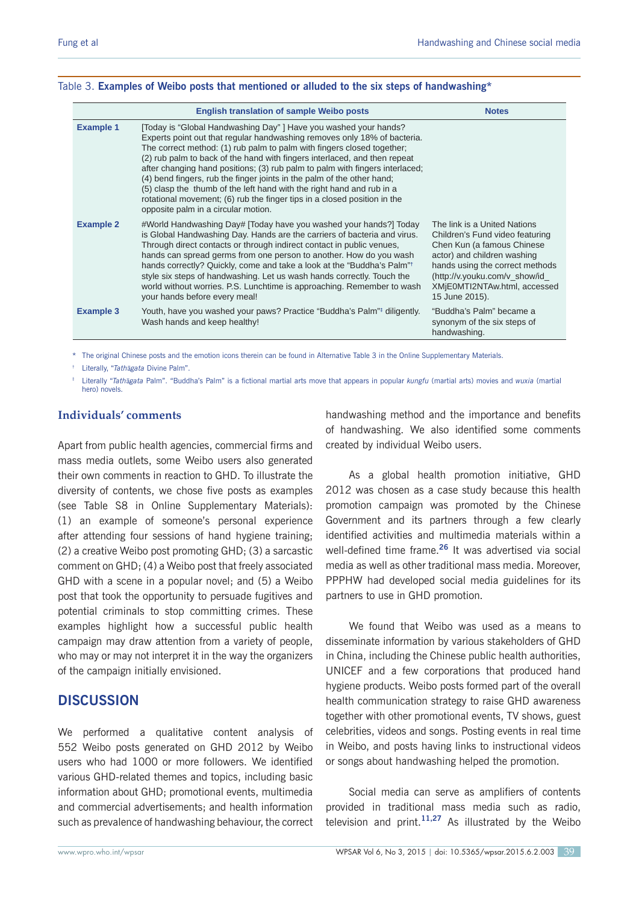Table 3. **Examples of Weibo posts that mentioned or alluded to the six steps of handwashing***

| | English translation of sample Weibo posts | Notes |
|---|---|---|
| **Example 1** | [Today is "Global Handwashing Day" ] Have you washed your hands? Experts point out that regular handwashing removes only 18% of bacteria. The correct method: (1) rub palm to palm with fingers closed together; (2) rub palm to back of the hand with fingers interlaced, and then repeat after changing hand positions; (3) rub palm to palm with fingers interlaced; (4) bend fingers, rub the finger joints in the palm of the other hand; (5) clasp the thumb of the left hand with the right hand and rub in a rotational movement; (6) rub the finger tips in a closed position in the opposite palm in a circular motion. | |
| **Example 2** | #World Handwashing Day# [Today have you washed your hands?] Today is Global Handwashing Day. Hands are the carriers of bacteria and virus. Through direct contacts or through indirect contact in public venues, hands can spread germs from one person to another. How do you wash hands correctly? Quickly, come and take a look at the "Buddha's Palm"† style six steps of handwashing. Let us wash hands correctly. Touch the world without worries. P.S. Lunchtime is approaching. Remember to wash your hands before every meal! | The link is a United Nations Children's Fund video featuring Chen Kun (a famous Chinese actor) and children washing hands using the correct methods (http://v.youku.com/v_show/id_XMjE0MTI2NTAw.html, accessed 15 June 2015). |
| **Example 3** | Youth, have you washed your paws? Practice "Buddha's Palm"‡ diligently. Wash hands and keep healthy! | "Buddha's Palm" became a synonym of the six steps of handwashing. |

\* The original Chinese posts and the emotion icons therein can be found in Alternative Table 3 in the Online Supplementary Materials.

† Literally, "*Tathāgata* Divine Palm".

‡ Literally "*Tathāgata* Palm". "Buddha's Palm" is a fictional martial arts move that appears in popular *kungfu* (martial arts) movies and *wuxia* (martial hero) novels.

### Individuals' comments

Apart from public health agencies, commercial firms and mass media outlets, some Weibo users also generated their own comments in reaction to GHD. To illustrate the diversity of contents, we chose five posts as examples (see Table S8 in Online Supplementary Materials): (1) an example of someone's personal experience after attending four sessions of hand hygiene training; (2) a creative Weibo post promoting GHD; (3) a sarcastic comment on GHD; (4) a Weibo post that freely associated GHD with a scene in a popular novel; and (5) a Weibo post that took the opportunity to persuade fugitives and potential criminals to stop committing crimes. These examples highlight how a successful public health campaign may draw attention from a variety of people, who may or may not interpret it in the way the organizers of the campaign initially envisioned.

## DISCUSSION

We performed a qualitative content analysis of 552 Weibo posts generated on GHD 2012 by Weibo users who had 1000 or more followers. We identified various GHD-related themes and topics, including basic information about GHD; promotional events, multimedia and commercial advertisements; and health information such as prevalence of handwashing behaviour, the correct handwashing method and the importance and benefits of handwashing. We also identified some comments created by individual Weibo users.

As a global health promotion initiative, GHD 2012 was chosen as a case study because this health promotion campaign was promoted by the Chinese Government and its partners through a few clearly identified activities and multimedia materials within a well-defined time frame.[26] It was advertised via social media as well as other traditional mass media. Moreover, PPPHW had developed social media guidelines for its partners to use in GHD promotion.

We found that Weibo was used as a means to disseminate information by various stakeholders of GHD in China, including the Chinese public health authorities, UNICEF and a few corporations that produced hand hygiene products. Weibo posts formed part of the overall health communication strategy to raise GHD awareness together with other promotional events, TV shows, guest celebrities, videos and songs. Posting events in real time in Weibo, and posts having links to instructional videos or songs about handwashing helped the promotion.

Social media can serve as amplifiers of contents provided in traditional mass media such as radio, television and print.[11,27] As illustrated by the Weibo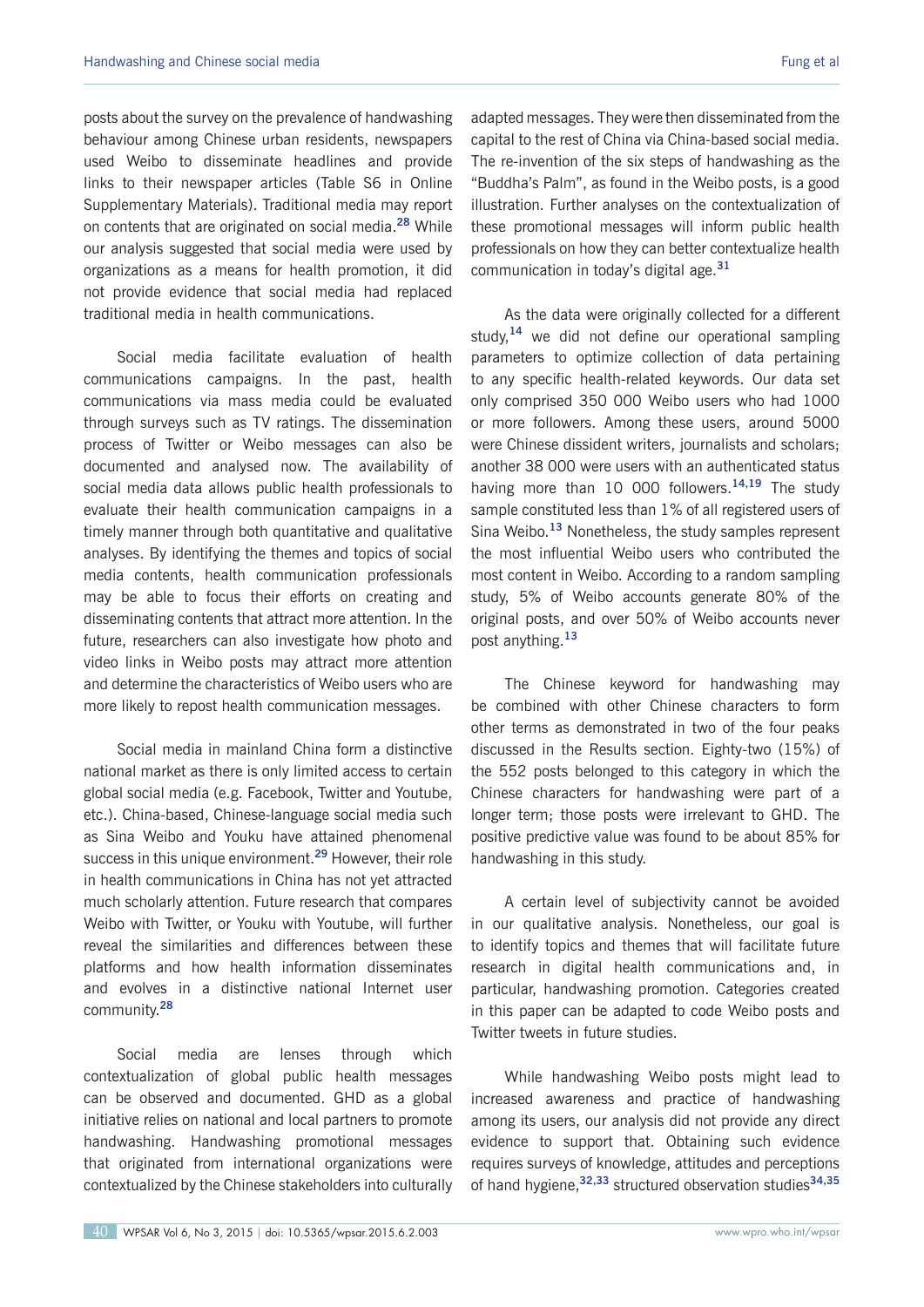posts about the survey on the prevalence of handwashing behaviour among Chinese urban residents, newspapers used Weibo to disseminate headlines and provide links to their newspaper articles (Table S6 in Online Supplementary Materials). Traditional media may report on contents that are originated on social media.[28] While our analysis suggested that social media were used by organizations as a means for health promotion, it did not provide evidence that social media had replaced traditional media in health communications.

Social media facilitate evaluation of health communications campaigns. In the past, health communications via mass media could be evaluated through surveys such as TV ratings. The dissemination process of Twitter or Weibo messages can also be documented and analysed now. The availability of social media data allows public health professionals to evaluate their health communication campaigns in a timely manner through both quantitative and qualitative analyses. By identifying the themes and topics of social media contents, health communication professionals may be able to focus their efforts on creating and disseminating contents that attract more attention. In the future, researchers can also investigate how photo and video links in Weibo posts may attract more attention and determine the characteristics of Weibo users who are more likely to repost health communication messages.

Social media in mainland China form a distinctive national market as there is only limited access to certain global social media (e.g. Facebook, Twitter and Youtube, etc.). China-based, Chinese-language social media such as Sina Weibo and Youku have attained phenomenal success in this unique environment.[29] However, their role in health communications in China has not yet attracted much scholarly attention. Future research that compares Weibo with Twitter, or Youku with Youtube, will further reveal the similarities and differences between these platforms and how health information disseminates and evolves in a distinctive national Internet user community.[28]

Social media are lenses through which contextualization of global public health messages can be observed and documented. GHD as a global initiative relies on national and local partners to promote handwashing. Handwashing promotional messages that originated from international organizations were contextualized by the Chinese stakeholders into culturally adapted messages. They were then disseminated from the capital to the rest of China via China-based social media. The re-invention of the six steps of handwashing as the "Buddha's Palm", as found in the Weibo posts, is a good illustration. Further analyses on the contextualization of these promotional messages will inform public health professionals on how they can better contextualize health communication in today's digital age.[31]

As the data were originally collected for a different study,[14] we did not define our operational sampling parameters to optimize collection of data pertaining to any specific health-related keywords. Our data set only comprised 350 000 Weibo users who had 1000 or more followers. Among these users, around 5000 were Chinese dissident writers, journalists and scholars; another 38 000 were users with an authenticated status having more than 10 000 followers.[14,19] The study sample constituted less than 1% of all registered users of Sina Weibo.[13] Nonetheless, the study samples represent the most influential Weibo users who contributed the most content in Weibo. According to a random sampling study, 5% of Weibo accounts generate 80% of the original posts, and over 50% of Weibo accounts never post anything.[13]

The Chinese keyword for handwashing may be combined with other Chinese characters to form other terms as demonstrated in two of the four peaks discussed in the Results section. Eighty-two (15%) of the 552 posts belonged to this category in which the Chinese characters for handwashing were part of a longer term; those posts were irrelevant to GHD. The positive predictive value was found to be about 85% for handwashing in this study.

A certain level of subjectivity cannot be avoided in our qualitative analysis. Nonetheless, our goal is to identify topics and themes that will facilitate future research in digital health communications and, in particular, handwashing promotion. Categories created in this paper can be adapted to code Weibo posts and Twitter tweets in future studies.

While handwashing Weibo posts might lead to increased awareness and practice of handwashing among its users, our analysis did not provide any direct evidence to support that. Obtaining such evidence requires surveys of knowledge, attitudes and perceptions of hand hygiene,[32,33] structured observation studies[34,35]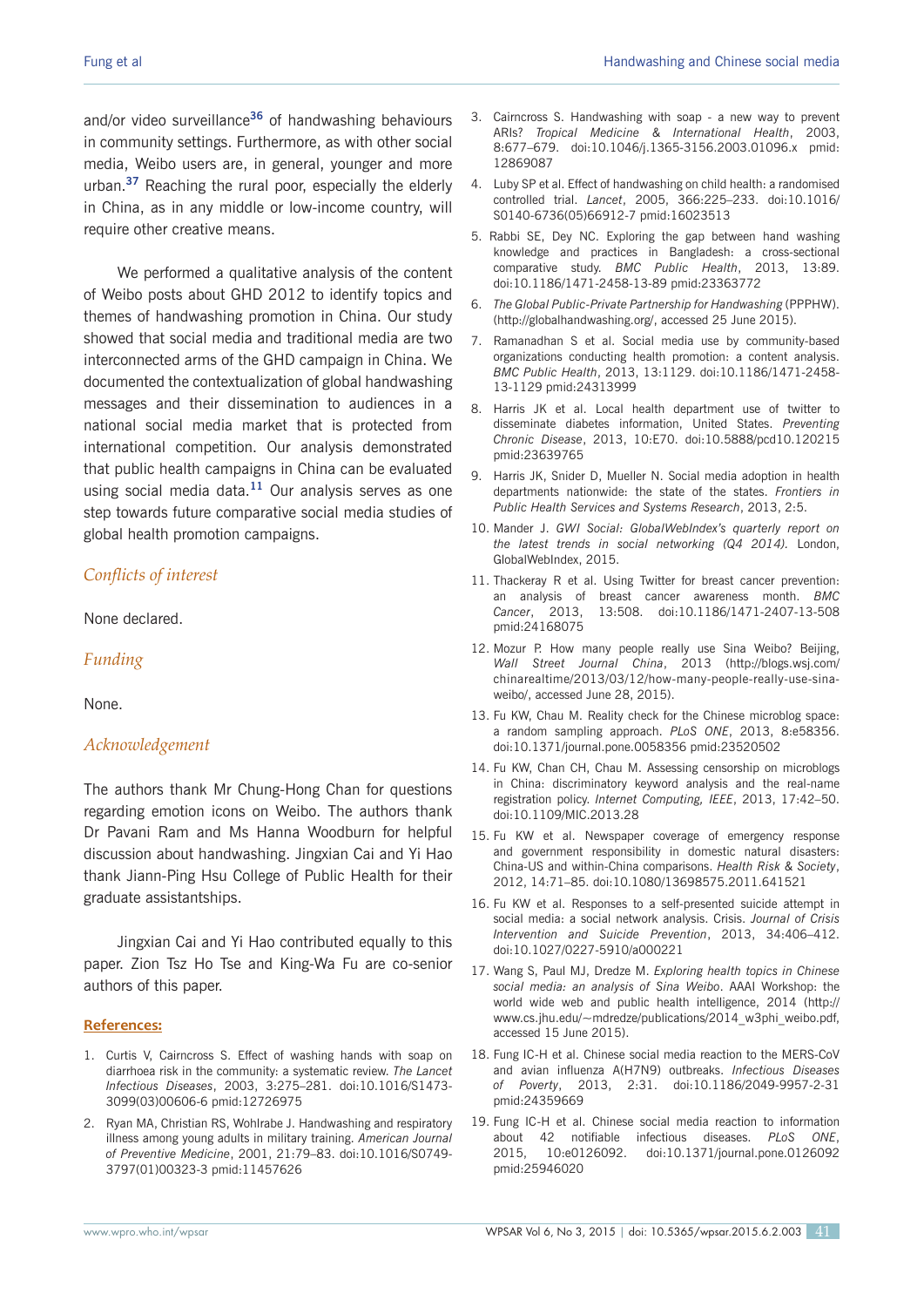and/or video surveillance[36] of handwashing behaviours in community settings. Furthermore, as with other social media, Weibo users are, in general, younger and more urban.[37] Reaching the rural poor, especially the elderly in China, as in any middle or low-income country, will require other creative means.

We performed a qualitative analysis of the content of Weibo posts about GHD 2012 to identify topics and themes of handwashing promotion in China. Our study showed that social media and traditional media are two interconnected arms of the GHD campaign in China. We documented the contextualization of global handwashing messages and their dissemination to audiences in a national social media market that is protected from international competition. Our analysis demonstrated that public health campaigns in China can be evaluated using social media data.[11] Our analysis serves as one step towards future comparative social media studies of global health promotion campaigns.

## *Conflicts of interest*

None declared.

## *Funding*

None.

## *Acknowledgement*

The authors thank Mr Chung-Hong Chan for questions regarding emotion icons on Weibo. The authors thank Dr Pavani Ram and Ms Hanna Woodburn for helpful discussion about handwashing. Jingxian Cai and Yi Hao thank Jiann-Ping Hsu College of Public Health for their graduate assistantships.

Jingxian Cai and Yi Hao contributed equally to this paper. Zion Tsz Ho Tse and King-Wa Fu are co-senior authors of this paper.

## **References:**

1. Curtis V, Cairncross S. Effect of washing hands with soap on diarrhoea risk in the community: a systematic review. *The Lancet Infectious Diseases*, 2003, 3:275–281. doi:10.1016/S1473-3099(03)00606-6 pmid:12726975
2. Ryan MA, Christian RS, Wohlrabe J. Handwashing and respiratory illness among young adults in military training. *American Journal of Preventive Medicine*, 2001, 21:79–83. doi:10.1016/S0749-3797(01)00323-3 pmid:11457626
3. Cairncross S. Handwashing with soap - a new way to prevent ARIs? *Tropical Medicine & International Health*, 2003, 8:677–679. doi:10.1046/j.1365-3156.2003.01096.x pmid:12869087
4. Luby SP et al. Effect of handwashing on child health: a randomised controlled trial. *Lancet*, 2005, 366:225–233. doi:10.1016/S0140-6736(05)66912-7 pmid:16023513
5. Rabbi SE, Dey NC. Exploring the gap between hand washing knowledge and practices in Bangladesh: a cross-sectional comparative study. *BMC Public Health*, 2013, 13:89. doi:10.1186/1471-2458-13-89 pmid:23363772
6. *The Global Public-Private Partnership for Handwashing* (PPPHW). (http://globalhandwashing.org/, accessed 25 June 2015).
7. Ramanadhan S et al. Social media use by community-based organizations conducting health promotion: a content analysis. *BMC Public Health*, 2013, 13:1129. doi:10.1186/1471-2458-13-1129 pmid:24313999
8. Harris JK et al. Local health department use of twitter to disseminate diabetes information, United States. *Preventing Chronic Disease*, 2013, 10:E70. doi:10.5888/pcd10.120215 pmid:23639765
9. Harris JK, Snider D, Mueller N. Social media adoption in health departments nationwide: the state of the states. *Frontiers in Public Health Services and Systems Research*, 2013, 2:5.
10. Mander J. *GWI Social: GlobalWebIndex's quarterly report on the latest trends in social networking (Q4 2014).* London, GlobalWebIndex, 2015.
11. Thackeray R et al. Using Twitter for breast cancer prevention: an analysis of breast cancer awareness month. *BMC Cancer*, 2013, 13:508. doi:10.1186/1471-2407-13-508 pmid:24168075
12. Mozur P. How many people really use Sina Weibo? Beijing, *Wall Street Journal China*, 2013 (http://blogs.wsj.com/chinarealtime/2013/03/12/how-many-people-really-use-sina-weibo/, accessed June 28, 2015).
13. Fu KW, Chau M. Reality check for the Chinese microblog space: a random sampling approach. *PLoS ONE*, 2013, 8:e58356. doi:10.1371/journal.pone.0058356 pmid:23520502
14. Fu KW, Chan CH, Chau M. Assessing censorship on microblogs in China: discriminatory keyword analysis and the real-name registration policy. *Internet Computing, IEEE*, 2013, 17:42–50. doi:10.1109/MIC.2013.28
15. Fu KW et al. Newspaper coverage of emergency response and government responsibility in domestic natural disasters: China-US and within-China comparisons. *Health Risk & Society*, 2012, 14:71–85. doi:10.1080/13698575.2011.641521
16. Fu KW et al. Responses to a self-presented suicide attempt in social media: a social network analysis. Crisis. *Journal of Crisis Intervention and Suicide Prevention*, 2013, 34:406–412. doi:10.1027/0227-5910/a000221
17. Wang S, Paul MJ, Dredze M. *Exploring health topics in Chinese social media: an analysis of Sina Weibo*. AAAI Workshop: the world wide web and public health intelligence, 2014 (http://www.cs.jhu.edu/~mdredze/publications/2014_w3phi_weibo.pdf, accessed 15 June 2015).
18. Fung IC-H et al. Chinese social media reaction to the MERS-CoV and avian influenza A(H7N9) outbreaks. *Infectious Diseases of Poverty*, 2013, 2:31. doi:10.1186/2049-9957-2-31 pmid:24359669
19. Fung IC-H et al. Chinese social media reaction to information about 42 notifiable infectious diseases. *PLoS ONE*, 2015, 10:e0126092. doi:10.1371/journal.pone.0126092 pmid:25946020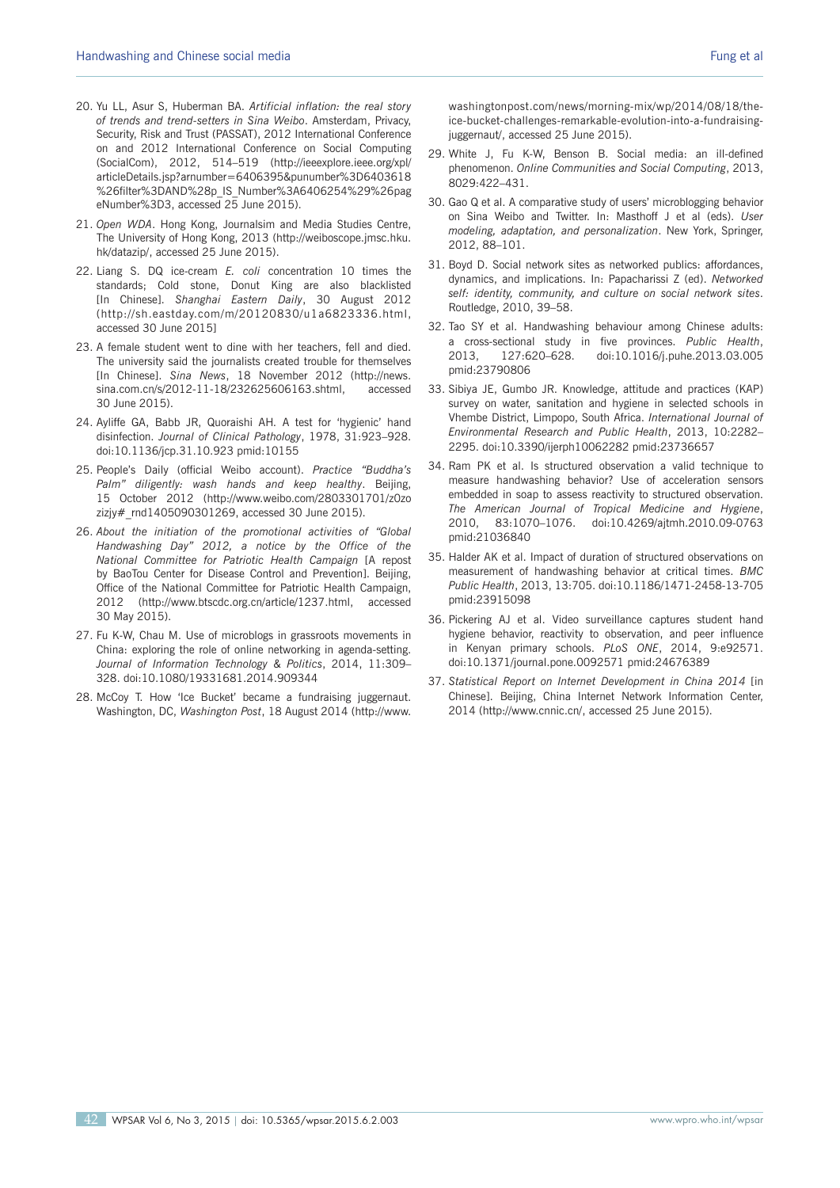20. Yu LL, Asur S, Huberman BA. *Artificial inflation: the real story of trends and trend-setters in Sina Weibo*. Amsterdam, Privacy, Security, Risk and Trust (PASSAT), 2012 International Conference on and 2012 International Conference on Social Computing (SocialCom), 2012, 514–519 (http://ieeexplore.ieee.org/xpl/articleDetails.jsp?arnumber=6406395&punumber%3D6403618%26filter%3DAND%28p_IS_Number%3A6406254%29%26pageNumber%3D3, accessed 25 June 2015).
21. *Open WDA*. Hong Kong, Journalsim and Media Studies Centre, The University of Hong Kong, 2013 (http://weiboscope.jmsc.hku.hk/datazip/, accessed 25 June 2015).
22. Liang S. DQ ice-cream *E. coli* concentration 10 times the standards; Cold stone, Donut King are also blacklisted [In Chinese]. *Shanghai Eastern Daily*, 30 August 2012 (http://sh.eastday.com/m/20120830/u1a6823336.html, accessed 30 June 2015]
23. A female student went to dine with her teachers, fell and died. The university said the journalists created trouble for themselves [In Chinese]. *Sina News*, 18 November 2012 (http://news.sina.com.cn/s/2012-11-18/232625606163.shtml, accessed 30 June 2015).
24. Ayliffe GA, Babb JR, Quoraishi AH. A test for 'hygienic' hand disinfection. *Journal of Clinical Pathology*, 1978, 31:923–928. doi:10.1136/jcp.31.10.923 pmid:10155
25. People's Daily (official Weibo account). *Practice "Buddha's Palm" diligently: wash hands and keep healthy*. Beijing, 15 October 2012 (http://www.weibo.com/2803301701/z0zozizjy#_rnd1405090301269, accessed 30 June 2015).
26. *About the initiation of the promotional activities of "Global Handwashing Day" 2012, a notice by the Office of the National Committee for Patriotic Health Campaign* [A repost by BaoTou Center for Disease Control and Prevention]. Beijing, Office of the National Committee for Patriotic Health Campaign, 2012 (http://www.btscdc.org.cn/article/1237.html, accessed 30 May 2015).
27. Fu K-W, Chau M. Use of microblogs in grassroots movements in China: exploring the role of online networking in agenda-setting. *Journal of Information Technology & Politics*, 2014, 11:309–328. doi:10.1080/19331681.2014.909344
28. McCoy T. How 'Ice Bucket' became a fundraising juggernaut. Washington, DC, *Washington Post*, 18 August 2014 (http://www.washingtonpost.com/news/morning-mix/wp/2014/08/18/the-ice-bucket-challenges-remarkable-evolution-into-a-fundraising-juggernaut/, accessed 25 June 2015).
29. White J, Fu K-W, Benson B. Social media: an ill-defined phenomenon. *Online Communities and Social Computing*, 2013, 8029:422–431.
30. Gao Q et al. A comparative study of users' microblogging behavior on Sina Weibo and Twitter. In: Masthoff J et al (eds). *User modeling, adaptation, and personalization*. New York, Springer, 2012, 88–101.
31. Boyd D. Social network sites as networked publics: affordances, dynamics, and implications. In: Papacharissi Z (ed). *Networked self: identity, community, and culture on social network sites*. Routledge, 2010, 39–58.
32. Tao SY et al. Handwashing behaviour among Chinese adults: a cross-sectional study in five provinces. *Public Health*, 2013, 127:620–628. doi:10.1016/j.puhe.2013.03.005 pmid:23790806
33. Sibiya JE, Gumbo JR. Knowledge, attitude and practices (KAP) survey on water, sanitation and hygiene in selected schools in Vhembe District, Limpopo, South Africa. *International Journal of Environmental Research and Public Health*, 2013, 10:2282–2295. doi:10.3390/ijerph10062282 pmid:23736657
34. Ram PK et al. Is structured observation a valid technique to measure handwashing behavior? Use of acceleration sensors embedded in soap to assess reactivity to structured observation. *The American Journal of Tropical Medicine and Hygiene*, 2010, 83:1070–1076. doi:10.4269/ajtmh.2010.09-0763 pmid:21036840
35. Halder AK et al. Impact of duration of structured observations on measurement of handwashing behavior at critical times. *BMC Public Health*, 2013, 13:705. doi:10.1186/1471-2458-13-705 pmid:23915098
36. Pickering AJ et al. Video surveillance captures student hand hygiene behavior, reactivity to observation, and peer influence in Kenyan primary schools. *PLoS ONE*, 2014, 9:e92571. doi:10.1371/journal.pone.0092571 pmid:24676389
37. *Statistical Report on Internet Development in China 2014* [in Chinese]. Beijing, China Internet Network Information Center, 2014 (http://www.cnnic.cn/, accessed 25 June 2015).